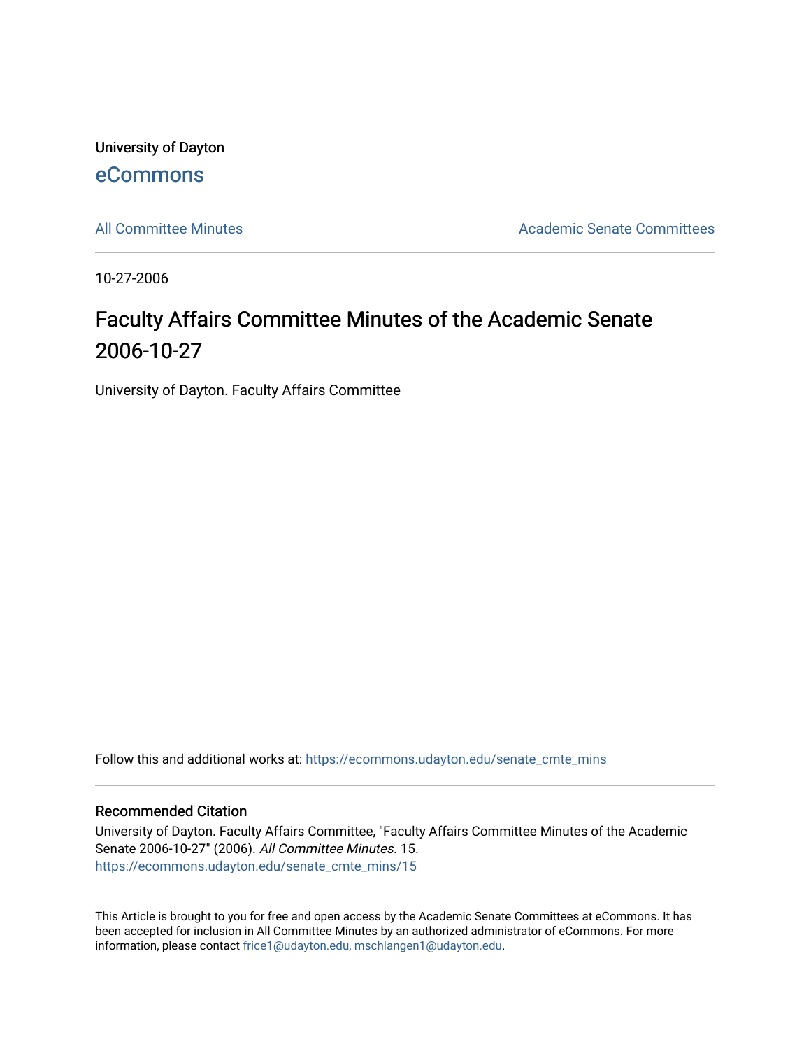University of Dayton

eCommons

All Committee Minutes | Academic Senate Committees

10-27-2006

# Faculty Affairs Committee Minutes of the Academic Senate 2006-10-27

University of Dayton. Faculty Affairs Committee

Follow this and additional works at: https://ecommons.udayton.edu/senate_cmte_mins

## Recommended Citation

University of Dayton. Faculty Affairs Committee, "Faculty Affairs Committee Minutes of the Academic Senate 2006-10-27" (2006). *All Committee Minutes*. 15.
https://ecommons.udayton.edu/senate_cmte_mins/15

This Article is brought to you for free and open access by the Academic Senate Committees at eCommons. It has been accepted for inclusion in All Committee Minutes by an authorized administrator of eCommons. For more information, please contact frice1@udayton.edu, mschlangen1@udayton.edu.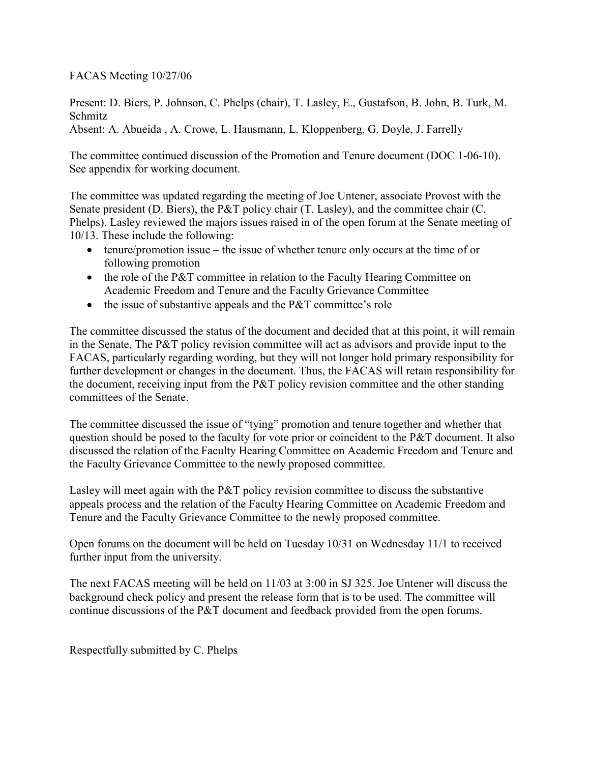FACAS Meeting 10/27/06

Present: D. Biers, P. Johnson, C. Phelps (chair), T. Lasley, E., Gustafson, B. John, B. Turk, M. Schmitz
Absent: A. Abueida , A. Crowe, L. Hausmann, L. Kloppenberg, G. Doyle, J. Farrelly

The committee continued discussion of the Promotion and Tenure document (DOC 1-06-10). See appendix for working document.

The committee was updated regarding the meeting of Joe Untener, associate Provost with the Senate president (D. Biers), the P&T policy chair (T. Lasley), and the committee chair (C. Phelps). Lasley reviewed the majors issues raised in of the open forum at the Senate meeting of 10/13. These include the following:

- tenure/promotion issue – the issue of whether tenure only occurs at the time of or following promotion
- the role of the P&T committee in relation to the Faculty Hearing Committee on Academic Freedom and Tenure and the Faculty Grievance Committee
- the issue of substantive appeals and the P&T committee's role

The committee discussed the status of the document and decided that at this point, it will remain in the Senate. The P&T policy revision committee will act as advisors and provide input to the FACAS, particularly regarding wording, but they will not longer hold primary responsibility for further development or changes in the document. Thus, the FACAS will retain responsibility for the document, receiving input from the P&T policy revision committee and the other standing committees of the Senate.

The committee discussed the issue of "tying" promotion and tenure together and whether that question should be posed to the faculty for vote prior or coincident to the P&T document. It also discussed the relation of the Faculty Hearing Committee on Academic Freedom and Tenure and the Faculty Grievance Committee to the newly proposed committee.

Lasley will meet again with the P&T policy revision committee to discuss the substantive appeals process and the relation of the Faculty Hearing Committee on Academic Freedom and Tenure and the Faculty Grievance Committee to the newly proposed committee.

Open forums on the document will be held on Tuesday 10/31 on Wednesday 11/1 to received further input from the university.

The next FACAS meeting will be held on 11/03 at 3:00 in SJ 325. Joe Untener will discuss the background check policy and present the release form that is to be used. The committee will continue discussions of the P&T document and feedback provided from the open forums.

Respectfully submitted by C. Phelps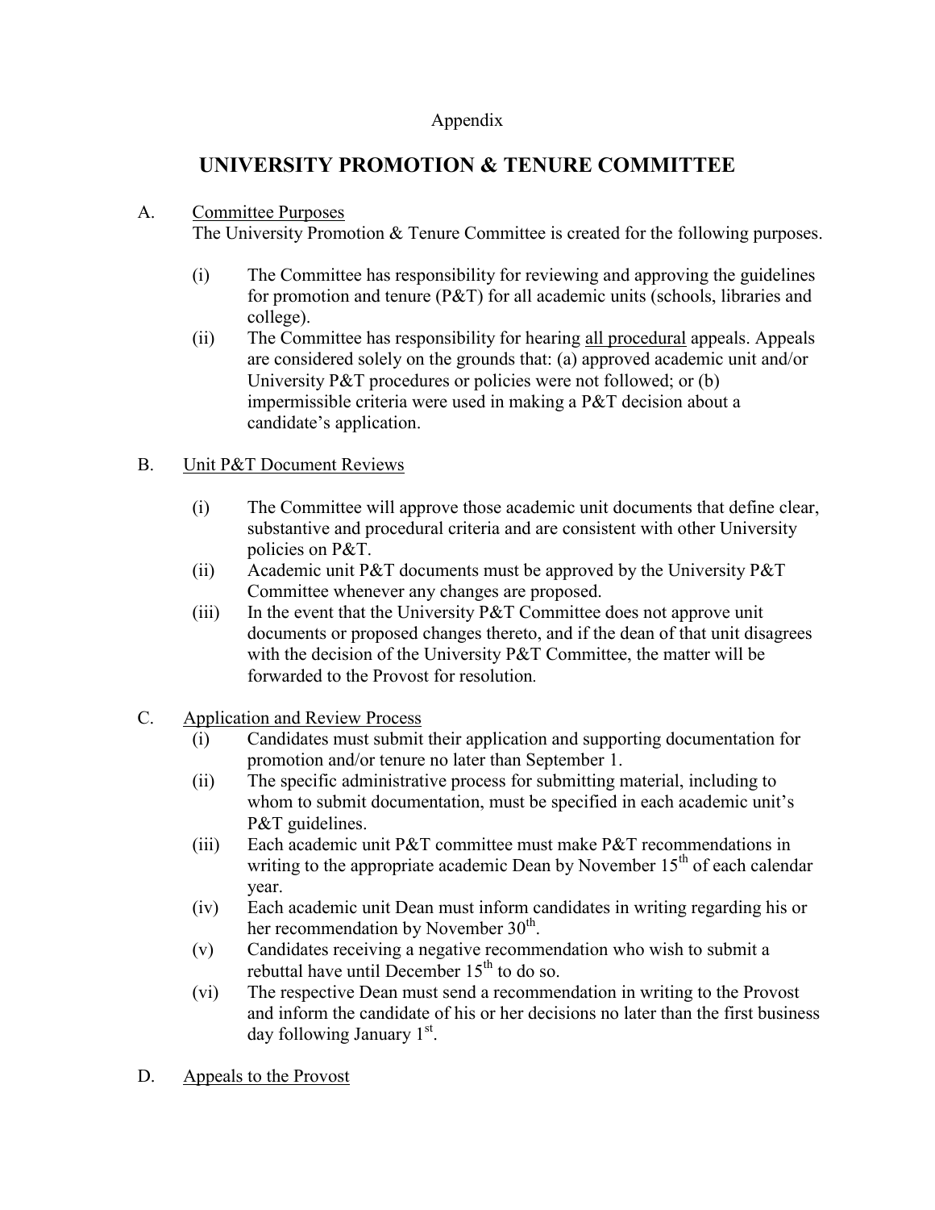Appendix

# UNIVERSITY PROMOTION & TENURE COMMITTEE

A. Committee Purposes

The University Promotion & Tenure Committee is created for the following purposes.

(i) The Committee has responsibility for reviewing and approving the guidelines for promotion and tenure (P&T) for all academic units (schools, libraries and college).

(ii) The Committee has responsibility for hearing all procedural appeals. Appeals are considered solely on the grounds that: (a) approved academic unit and/or University P&T procedures or policies were not followed; or (b) impermissible criteria were used in making a P&T decision about a candidate's application.

B. Unit P&T Document Reviews

(i) The Committee will approve those academic unit documents that define clear, substantive and procedural criteria and are consistent with other University policies on P&T.

(ii) Academic unit P&T documents must be approved by the University P&T Committee whenever any changes are proposed.

(iii) In the event that the University P&T Committee does not approve unit documents or proposed changes thereto, and if the dean of that unit disagrees with the decision of the University P&T Committee, the matter will be forwarded to the Provost for resolution.

C. Application and Review Process

(i) Candidates must submit their application and supporting documentation for promotion and/or tenure no later than September 1.

(ii) The specific administrative process for submitting material, including to whom to submit documentation, must be specified in each academic unit's P&T guidelines.

(iii) Each academic unit P&T committee must make P&T recommendations in writing to the appropriate academic Dean by November 15th of each calendar year.

(iv) Each academic unit Dean must inform candidates in writing regarding his or her recommendation by November 30th.

(v) Candidates receiving a negative recommendation who wish to submit a rebuttal have until December 15th to do so.

(vi) The respective Dean must send a recommendation in writing to the Provost and inform the candidate of his or her decisions no later than the first business day following January 1st.

D. Appeals to the Provost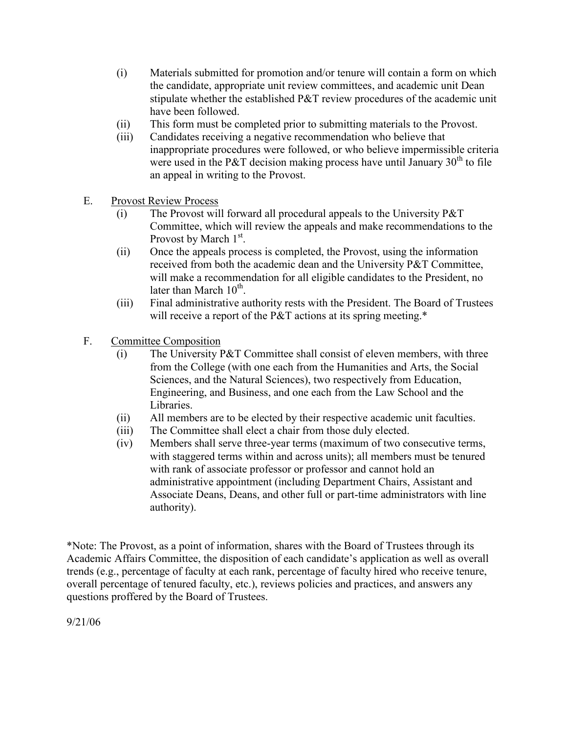(i) Materials submitted for promotion and/or tenure will contain a form on which the candidate, appropriate unit review committees, and academic unit Dean stipulate whether the established P&T review procedures of the academic unit have been followed.

(ii) This form must be completed prior to submitting materials to the Provost.

(iii) Candidates receiving a negative recommendation who believe that inappropriate procedures were followed, or who believe impermissible criteria were used in the P&T decision making process have until January 30th to file an appeal in writing to the Provost.

E. Provost Review Process

(i) The Provost will forward all procedural appeals to the University P&T Committee, which will review the appeals and make recommendations to the Provost by March 1st.

(ii) Once the appeals process is completed, the Provost, using the information received from both the academic dean and the University P&T Committee, will make a recommendation for all eligible candidates to the President, no later than March 10th.

(iii) Final administrative authority rests with the President. The Board of Trustees will receive a report of the P&T actions at its spring meeting.*

F. Committee Composition

(i) The University P&T Committee shall consist of eleven members, with three from the College (with one each from the Humanities and Arts, the Social Sciences, and the Natural Sciences), two respectively from Education, Engineering, and Business, and one each from the Law School and the Libraries.

(ii) All members are to be elected by their respective academic unit faculties.

(iii) The Committee shall elect a chair from those duly elected.

(iv) Members shall serve three-year terms (maximum of two consecutive terms, with staggered terms within and across units); all members must be tenured with rank of associate professor or professor and cannot hold an administrative appointment (including Department Chairs, Assistant and Associate Deans, Deans, and other full or part-time administrators with line authority).

*Note: The Provost, as a point of information, shares with the Board of Trustees through its Academic Affairs Committee, the disposition of each candidate's application as well as overall trends (e.g., percentage of faculty at each rank, percentage of faculty hired who receive tenure, overall percentage of tenured faculty, etc.), reviews policies and practices, and answers any questions proffered by the Board of Trustees.

9/21/06